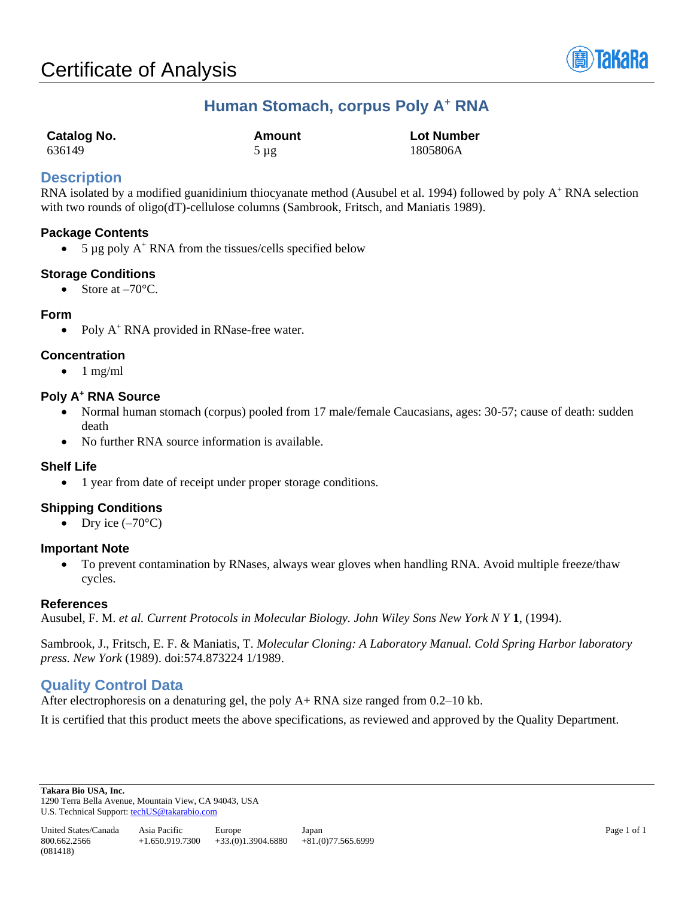# Certificate of Analysis

## Human Stomach, corpus Poly A$^+$ RNA

| Catalog No. | Amount | Lot Number |
|---|---|---|
| 636149 | 5 µg | 1805806A |

## Description

RNA isolated by a modified guanidinium thiocyanate method (Ausubel et al. 1994) followed by poly A$^+$ RNA selection with two rounds of oligo(dT)-cellulose columns (Sambrook, Fritsch, and Maniatis 1989).

### Package Contents

- 5 µg poly A$^+$ RNA from the tissues/cells specified below

### Storage Conditions

- Store at –70°C.

### Form

- Poly A$^+$ RNA provided in RNase-free water.

### Concentration

- 1 mg/ml

### Poly A$^+$ RNA Source

- Normal human stomach (corpus) pooled from 17 male/female Caucasians, ages: 30-57; cause of death: sudden death
- No further RNA source information is available.

### Shelf Life

- 1 year from date of receipt under proper storage conditions.

### Shipping Conditions

- Dry ice (–70°C)

### Important Note

- To prevent contamination by RNases, always wear gloves when handling RNA. Avoid multiple freeze/thaw cycles.

### References

Ausubel, F. M. *et al. Current Protocols in Molecular Biology. John Wiley Sons New York N Y* **1**, (1994).

Sambrook, J., Fritsch, E. F. & Maniatis, T. *Molecular Cloning: A Laboratory Manual. Cold Spring Harbor laboratory press. New York* (1989). doi:574.873224 1/1989.

## Quality Control Data

After electrophoresis on a denaturing gel, the poly A+ RNA size ranged from 0.2–10 kb.

It is certified that this product meets the above specifications, as reviewed and approved by the Quality Department.

**Takara Bio USA, Inc.**
1290 Terra Bella Avenue, Mountain View, CA 94043, USA
U.S. Technical Support: techUS@takarabio.com

| United States/Canada | Asia Pacific | Europe | Japan |
|---|---|---|---|
| 800.662.2566 | +1.650.919.7300 | +33.(0)1.3904.6880 | +81.(0)77.565.6999 |

(081418)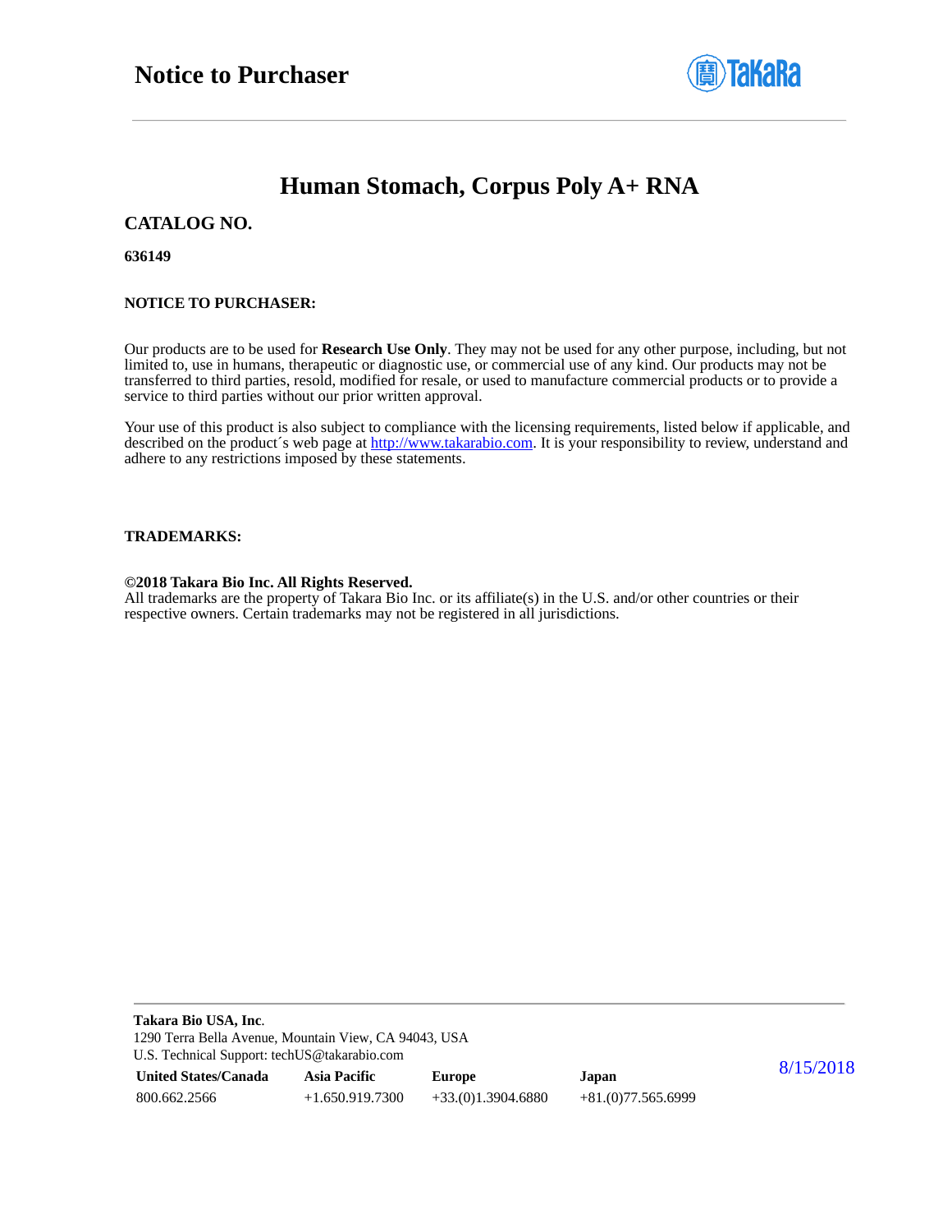# Notice to Purchaser

## Human Stomach, Corpus Poly A+ RNA

### CATALOG NO.

**636149**

**NOTICE TO PURCHASER:**

Our products are to be used for **Research Use Only**. They may not be used for any other purpose, including, but not limited to, use in humans, therapeutic or diagnostic use, or commercial use of any kind. Our products may not be transferred to third parties, resold, modified for resale, or used to manufacture commercial products or to provide a service to third parties without our prior written approval.

Your use of this product is also subject to compliance with the licensing requirements, listed below if applicable, and described on the product´s web page at http://www.takarabio.com. It is your responsibility to review, understand and adhere to any restrictions imposed by these statements.

**TRADEMARKS:**

**©2018 Takara Bio Inc. All Rights Reserved.**
All trademarks are the property of Takara Bio Inc. or its affiliate(s) in the U.S. and/or other countries or their respective owners. Certain trademarks may not be registered in all jurisdictions.

**Takara Bio USA, Inc**.
1290 Terra Bella Avenue, Mountain View, CA 94043, USA
U.S. Technical Support: techUS@takarabio.com

| United States/Canada | Asia Pacific | Europe | Japan |
|---|---|---|---|
| 800.662.2566 | +1.650.919.7300 | +33.(0)1.3904.6880 | +81.(0)77.565.6999 |

8/15/2018